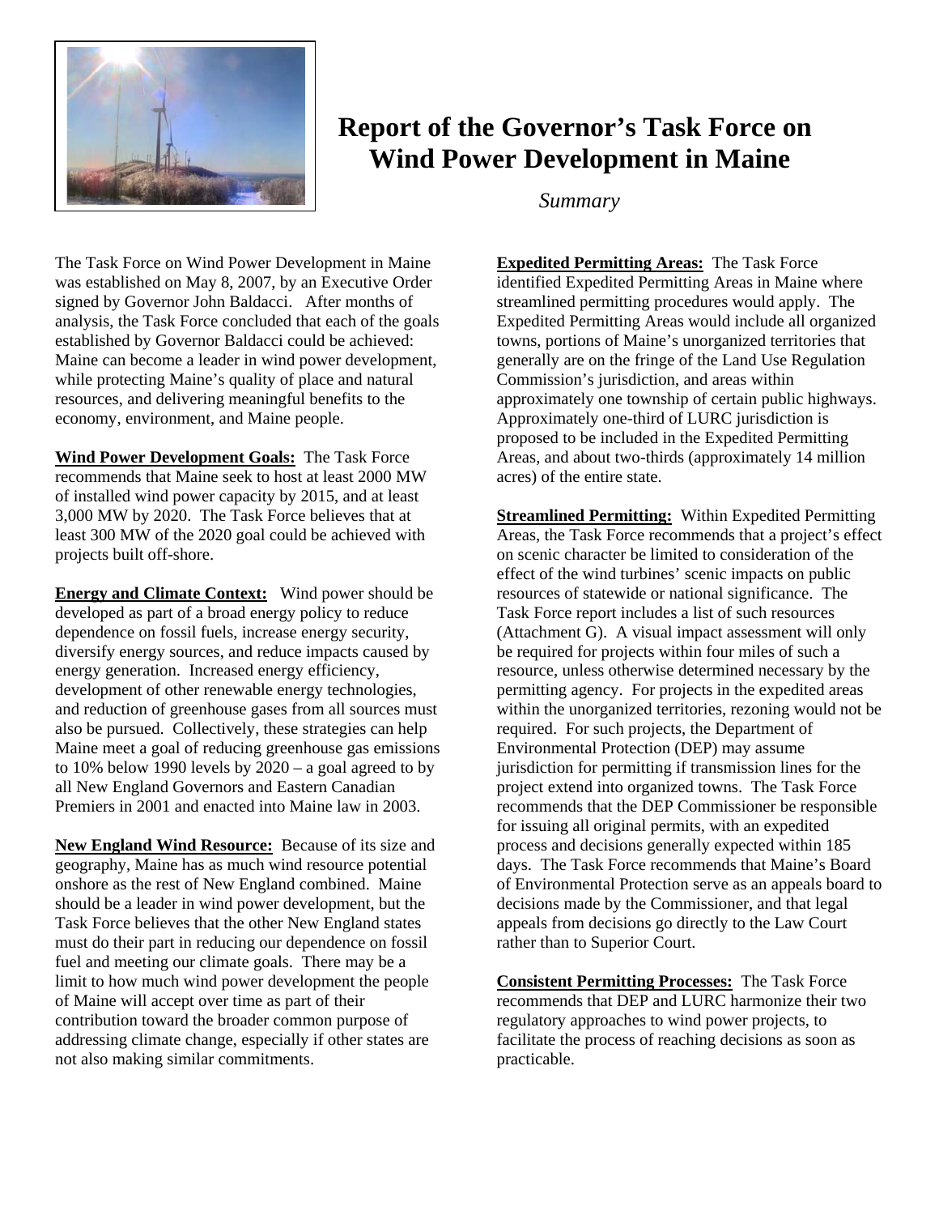# Report of the Governor's Task Force on Wind Power Development in Maine

*Summary*

The Task Force on Wind Power Development in Maine was established on May 8, 2007, by an Executive Order signed by Governor John Baldacci. After months of analysis, the Task Force concluded that each of the goals established by Governor Baldacci could be achieved: Maine can become a leader in wind power development, while protecting Maine's quality of place and natural resources, and delivering meaningful benefits to the economy, environment, and Maine people.

**Wind Power Development Goals:** The Task Force recommends that Maine seek to host at least 2000 MW of installed wind power capacity by 2015, and at least 3,000 MW by 2020. The Task Force believes that at least 300 MW of the 2020 goal could be achieved with projects built off-shore.

**Energy and Climate Context:** Wind power should be developed as part of a broad energy policy to reduce dependence on fossil fuels, increase energy security, diversify energy sources, and reduce impacts caused by energy generation. Increased energy efficiency, development of other renewable energy technologies, and reduction of greenhouse gases from all sources must also be pursued. Collectively, these strategies can help Maine meet a goal of reducing greenhouse gas emissions to 10% below 1990 levels by 2020 – a goal agreed to by all New England Governors and Eastern Canadian Premiers in 2001 and enacted into Maine law in 2003.

**New England Wind Resource:** Because of its size and geography, Maine has as much wind resource potential onshore as the rest of New England combined. Maine should be a leader in wind power development, but the Task Force believes that the other New England states must do their part in reducing our dependence on fossil fuel and meeting our climate goals. There may be a limit to how much wind power development the people of Maine will accept over time as part of their contribution toward the broader common purpose of addressing climate change, especially if other states are not also making similar commitments.

**Expedited Permitting Areas:** The Task Force identified Expedited Permitting Areas in Maine where streamlined permitting procedures would apply. The Expedited Permitting Areas would include all organized towns, portions of Maine's unorganized territories that generally are on the fringe of the Land Use Regulation Commission's jurisdiction, and areas within approximately one township of certain public highways. Approximately one-third of LURC jurisdiction is proposed to be included in the Expedited Permitting Areas, and about two-thirds (approximately 14 million acres) of the entire state.

**Streamlined Permitting:** Within Expedited Permitting Areas, the Task Force recommends that a project's effect on scenic character be limited to consideration of the effect of the wind turbines' scenic impacts on public resources of statewide or national significance. The Task Force report includes a list of such resources (Attachment G). A visual impact assessment will only be required for projects within four miles of such a resource, unless otherwise determined necessary by the permitting agency. For projects in the expedited areas within the unorganized territories, rezoning would not be required. For such projects, the Department of Environmental Protection (DEP) may assume jurisdiction for permitting if transmission lines for the project extend into organized towns. The Task Force recommends that the DEP Commissioner be responsible for issuing all original permits, with an expedited process and decisions generally expected within 185 days. The Task Force recommends that Maine's Board of Environmental Protection serve as an appeals board to decisions made by the Commissioner, and that legal appeals from decisions go directly to the Law Court rather than to Superior Court.

**Consistent Permitting Processes:** The Task Force recommends that DEP and LURC harmonize their two regulatory approaches to wind power projects, to facilitate the process of reaching decisions as soon as practicable.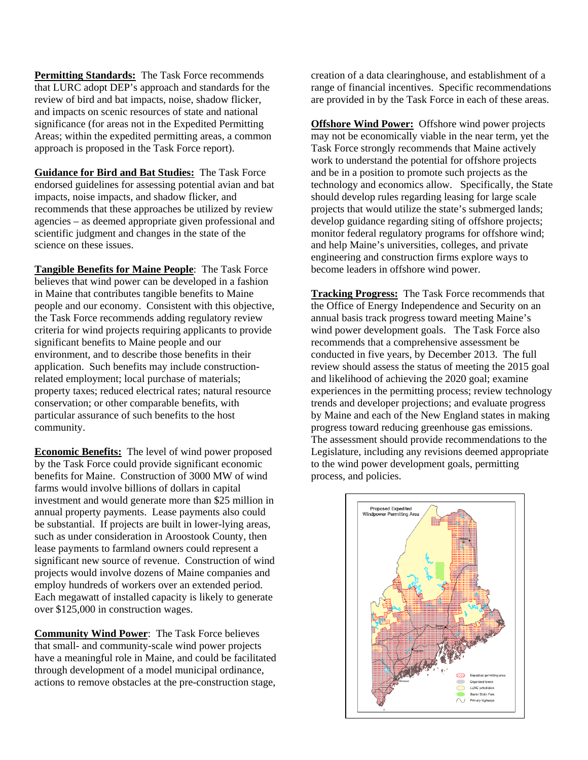**Permitting Standards:** The Task Force recommends that LURC adopt DEP's approach and standards for the review of bird and bat impacts, noise, shadow flicker, and impacts on scenic resources of state and national significance (for areas not in the Expedited Permitting Areas; within the expedited permitting areas, a common approach is proposed in the Task Force report).

**Guidance for Bird and Bat Studies:** The Task Force endorsed guidelines for assessing potential avian and bat impacts, noise impacts, and shadow flicker, and recommends that these approaches be utilized by review agencies – as deemed appropriate given professional and scientific judgment and changes in the state of the science on these issues.

**Tangible Benefits for Maine People**: The Task Force believes that wind power can be developed in a fashion in Maine that contributes tangible benefits to Maine people and our economy. Consistent with this objective, the Task Force recommends adding regulatory review criteria for wind projects requiring applicants to provide significant benefits to Maine people and our environment, and to describe those benefits in their application. Such benefits may include construction-related employment; local purchase of materials; property taxes; reduced electrical rates; natural resource conservation; or other comparable benefits, with particular assurance of such benefits to the host community.

**Economic Benefits:** The level of wind power proposed by the Task Force could provide significant economic benefits for Maine. Construction of 3000 MW of wind farms would involve billions of dollars in capital investment and would generate more than $25 million in annual property payments. Lease payments also could be substantial. If projects are built in lower-lying areas, such as under consideration in Aroostook County, then lease payments to farmland owners could represent a significant new source of revenue. Construction of wind projects would involve dozens of Maine companies and employ hundreds of workers over an extended period. Each megawatt of installed capacity is likely to generate over $125,000 in construction wages.

**Community Wind Power**: The Task Force believes that small- and community-scale wind power projects have a meaningful role in Maine, and could be facilitated through development of a model municipal ordinance, actions to remove obstacles at the pre-construction stage, creation of a data clearinghouse, and establishment of a range of financial incentives. Specific recommendations are provided in by the Task Force in each of these areas.

**Offshore Wind Power:** Offshore wind power projects may not be economically viable in the near term, yet the Task Force strongly recommends that Maine actively work to understand the potential for offshore projects and be in a position to promote such projects as the technology and economics allow. Specifically, the State should develop rules regarding leasing for large scale projects that would utilize the state's submerged lands; develop guidance regarding siting of offshore projects; monitor federal regulatory programs for offshore wind; and help Maine's universities, colleges, and private engineering and construction firms explore ways to become leaders in offshore wind power.

**Tracking Progress:** The Task Force recommends that the Office of Energy Independence and Security on an annual basis track progress toward meeting Maine's wind power development goals. The Task Force also recommends that a comprehensive assessment be conducted in five years, by December 2013. The full review should assess the status of meeting the 2015 goal and likelihood of achieving the 2020 goal; examine experiences in the permitting process; review technology trends and developer projections; and evaluate progress by Maine and each of the New England states in making progress toward reducing greenhouse gas emissions. The assessment should provide recommendations to the Legislature, including any revisions deemed appropriate to the wind power development goals, permitting process, and policies.

Proposed Expedited Windpower Permitting Area

Expedited permitting area
Organized towns
LURC jurisdiction
Baxter State Park
Primary highways